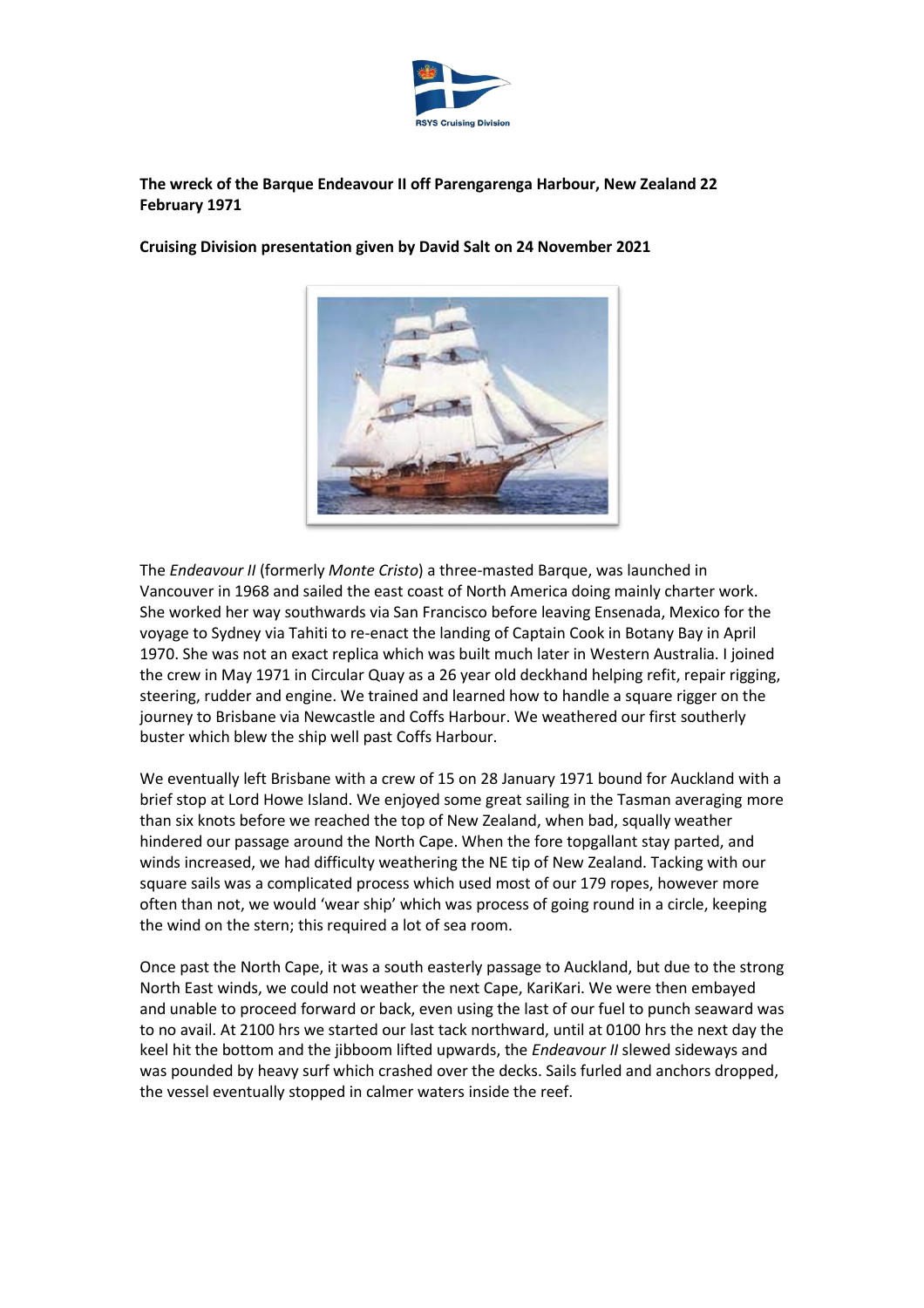**The wreck of the Barque Endeavour II off Parengarenga Harbour, New Zealand 22 February 1971**

**Cruising Division presentation given by David Salt on 24 November 2021**

The *Endeavour II* (formerly *Monte Cristo*) a three-masted Barque, was launched in Vancouver in 1968 and sailed the east coast of North America doing mainly charter work. She worked her way southwards via San Francisco before leaving Ensenada, Mexico for the voyage to Sydney via Tahiti to re-enact the landing of Captain Cook in Botany Bay in April 1970. She was not an exact replica which was built much later in Western Australia. I joined the crew in May 1971 in Circular Quay as a 26 year old deckhand helping refit, repair rigging, steering, rudder and engine. We trained and learned how to handle a square rigger on the journey to Brisbane via Newcastle and Coffs Harbour. We weathered our first southerly buster which blew the ship well past Coffs Harbour.

We eventually left Brisbane with a crew of 15 on 28 January 1971 bound for Auckland with a brief stop at Lord Howe Island. We enjoyed some great sailing in the Tasman averaging more than six knots before we reached the top of New Zealand, when bad, squally weather hindered our passage around the North Cape. When the fore topgallant stay parted, and winds increased, we had difficulty weathering the NE tip of New Zealand. Tacking with our square sails was a complicated process which used most of our 179 ropes, however more often than not, we would 'wear ship' which was process of going round in a circle, keeping the wind on the stern; this required a lot of sea room.

Once past the North Cape, it was a south easterly passage to Auckland, but due to the strong North East winds, we could not weather the next Cape, KariKari. We were then embayed and unable to proceed forward or back, even using the last of our fuel to punch seaward was to no avail. At 2100 hrs we started our last tack northward, until at 0100 hrs the next day the keel hit the bottom and the jibboom lifted upwards, the *Endeavour II* slewed sideways and was pounded by heavy surf which crashed over the decks. Sails furled and anchors dropped, the vessel eventually stopped in calmer waters inside the reef.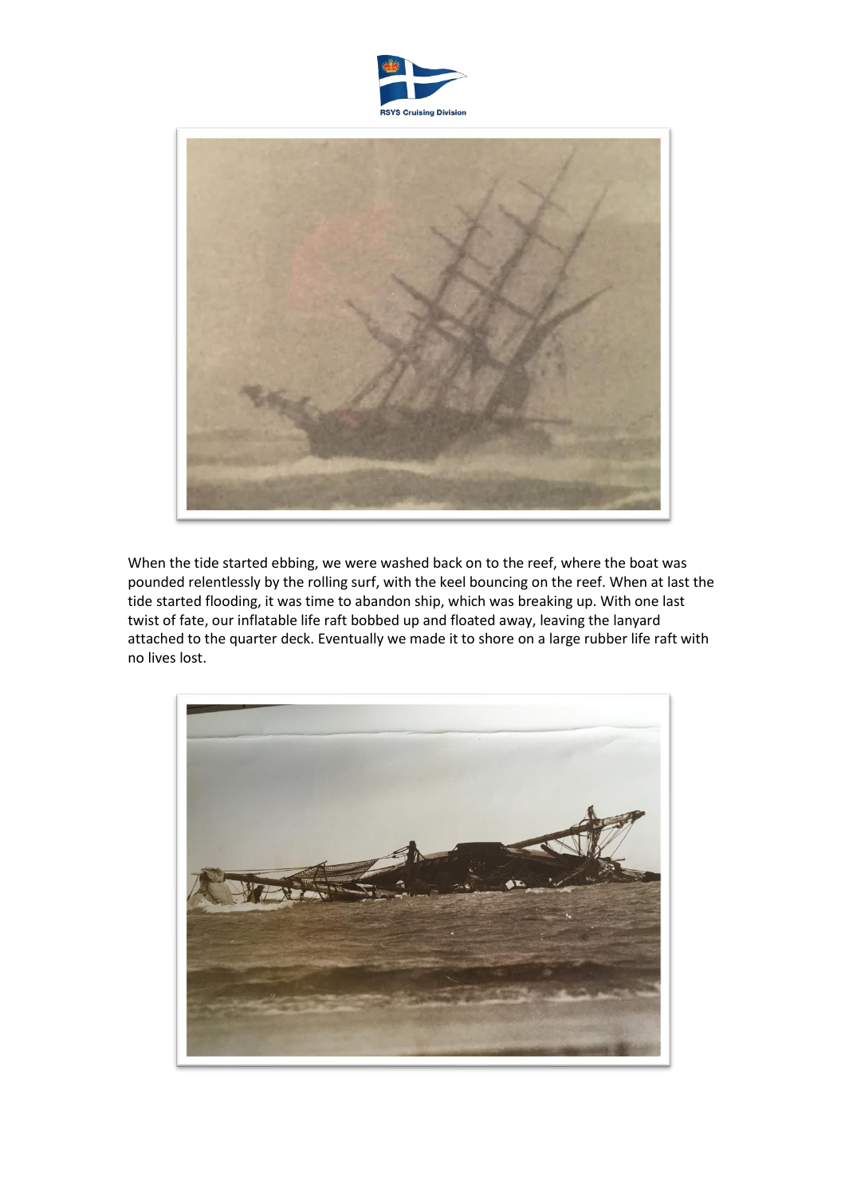When the tide started ebbing, we were washed back on to the reef, where the boat was pounded relentlessly by the rolling surf, with the keel bouncing on the reef. When at last the tide started flooding, it was time to abandon ship, which was breaking up. With one last twist of fate, our inflatable life raft bobbed up and floated away, leaving the lanyard attached to the quarter deck. Eventually we made it to shore on a large rubber life raft with no lives lost.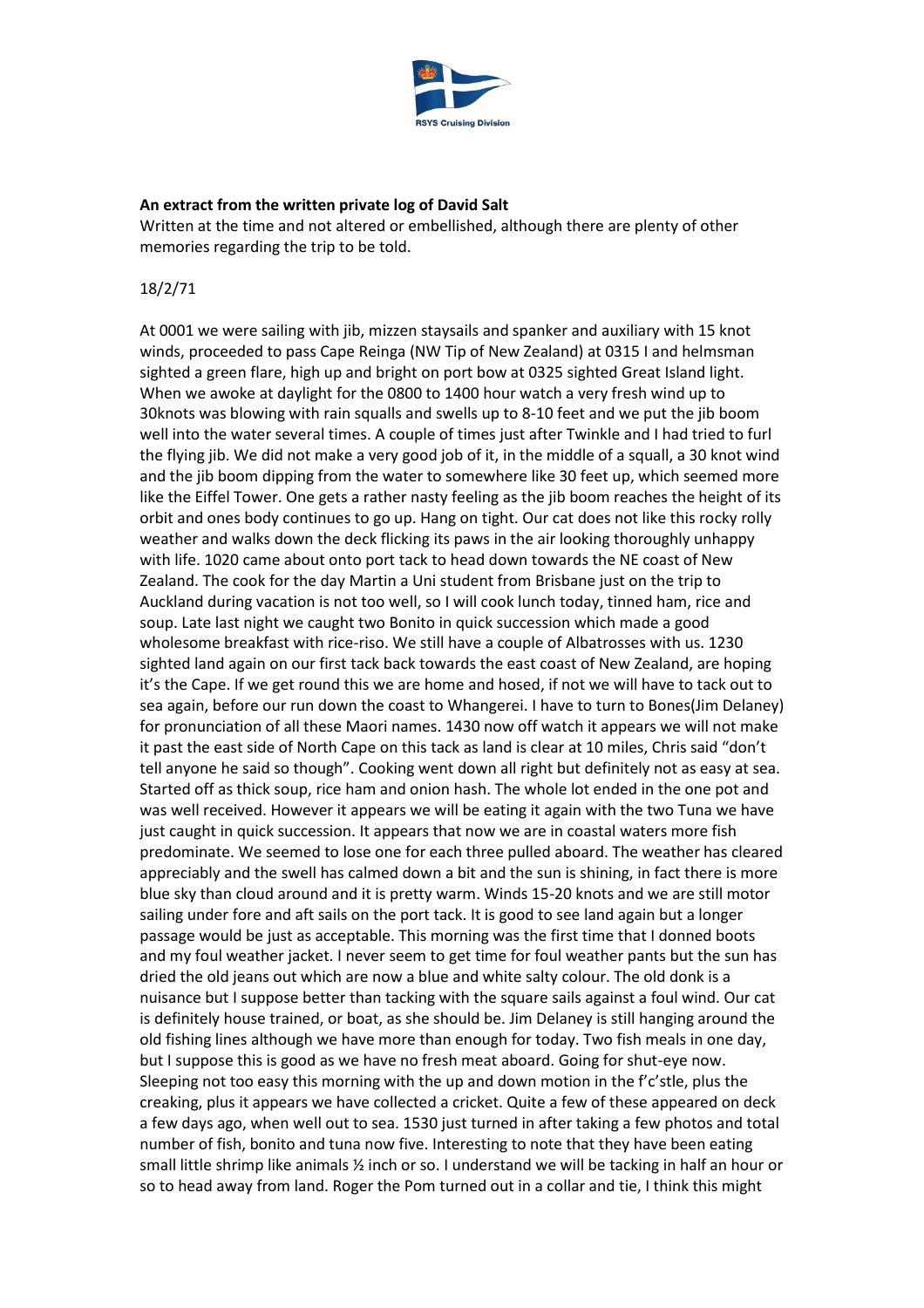**An extract from the written private log of David Salt**

Written at the time and not altered or embellished, although there are plenty of other memories regarding the trip to be told.

18/2/71

At 0001 we were sailing with jib, mizzen staysails and spanker and auxiliary with 15 knot winds, proceeded to pass Cape Reinga (NW Tip of New Zealand) at 0315 I and helmsman sighted a green flare, high up and bright on port bow at 0325 sighted Great Island light. When we awoke at daylight for the 0800 to 1400 hour watch a very fresh wind up to 30knots was blowing with rain squalls and swells up to 8-10 feet and we put the jib boom well into the water several times. A couple of times just after Twinkle and I had tried to furl the flying jib. We did not make a very good job of it, in the middle of a squall, a 30 knot wind and the jib boom dipping from the water to somewhere like 30 feet up, which seemed more like the Eiffel Tower. One gets a rather nasty feeling as the jib boom reaches the height of its orbit and ones body continues to go up. Hang on tight. Our cat does not like this rocky rolly weather and walks down the deck flicking its paws in the air looking thoroughly unhappy with life. 1020 came about onto port tack to head down towards the NE coast of New Zealand. The cook for the day Martin a Uni student from Brisbane just on the trip to Auckland during vacation is not too well, so I will cook lunch today, tinned ham, rice and soup. Late last night we caught two Bonito in quick succession which made a good wholesome breakfast with rice-riso. We still have a couple of Albatrosses with us. 1230 sighted land again on our first tack back towards the east coast of New Zealand, are hoping it's the Cape. If we get round this we are home and hosed, if not we will have to tack out to sea again, before our run down the coast to Whangerei. I have to turn to Bones(Jim Delaney) for pronunciation of all these Maori names. 1430 now off watch it appears we will not make it past the east side of North Cape on this tack as land is clear at 10 miles, Chris said "don't tell anyone he said so though". Cooking went down all right but definitely not as easy at sea. Started off as thick soup, rice ham and onion hash. The whole lot ended in the one pot and was well received. However it appears we will be eating it again with the two Tuna we have just caught in quick succession. It appears that now we are in coastal waters more fish predominate. We seemed to lose one for each three pulled aboard. The weather has cleared appreciably and the swell has calmed down a bit and the sun is shining, in fact there is more blue sky than cloud around and it is pretty warm. Winds 15-20 knots and we are still motor sailing under fore and aft sails on the port tack. It is good to see land again but a longer passage would be just as acceptable. This morning was the first time that I donned boots and my foul weather jacket. I never seem to get time for foul weather pants but the sun has dried the old jeans out which are now a blue and white salty colour. The old donk is a nuisance but I suppose better than tacking with the square sails against a foul wind. Our cat is definitely house trained, or boat, as she should be. Jim Delaney is still hanging around the old fishing lines although we have more than enough for today. Two fish meals in one day, but I suppose this is good as we have no fresh meat aboard. Going for shut-eye now. Sleeping not too easy this morning with the up and down motion in the f'c'stle, plus the creaking, plus it appears we have collected a cricket. Quite a few of these appeared on deck a few days ago, when well out to sea. 1530 just turned in after taking a few photos and total number of fish, bonito and tuna now five. Interesting to note that they have been eating small little shrimp like animals ½ inch or so. I understand we will be tacking in half an hour or so to head away from land. Roger the Pom turned out in a collar and tie, I think this might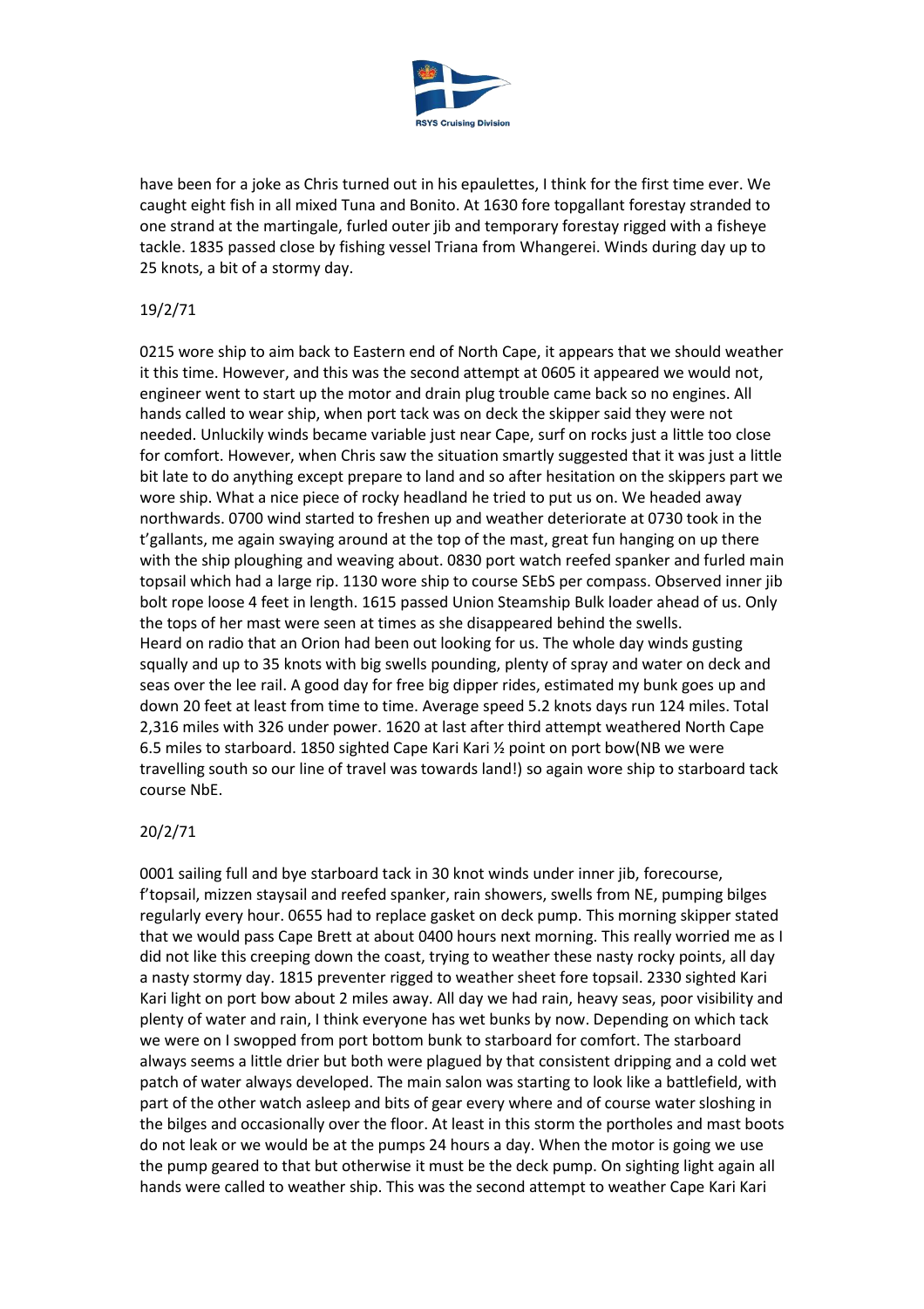have been for a joke as Chris turned out in his epaulettes, I think for the first time ever. We caught eight fish in all mixed Tuna and Bonito. At 1630 fore topgallant forestay stranded to one strand at the martingale, furled outer jib and temporary forestay rigged with a fisheye tackle. 1835 passed close by fishing vessel Triana from Whangerei. Winds during day up to 25 knots, a bit of a stormy day.

19/2/71

0215 wore ship to aim back to Eastern end of North Cape, it appears that we should weather it this time. However, and this was the second attempt at 0605 it appeared we would not, engineer went to start up the motor and drain plug trouble came back so no engines. All hands called to wear ship, when port tack was on deck the skipper said they were not needed. Unluckily winds became variable just near Cape, surf on rocks just a little too close for comfort. However, when Chris saw the situation smartly suggested that it was just a little bit late to do anything except prepare to land and so after hesitation on the skippers part we wore ship. What a nice piece of rocky headland he tried to put us on. We headed away northwards. 0700 wind started to freshen up and weather deteriorate at 0730 took in the t'gallants, me again swaying around at the top of the mast, great fun hanging on up there with the ship ploughing and weaving about. 0830 port watch reefed spanker and furled main topsail which had a large rip. 1130 wore ship to course SEbS per compass. Observed inner jib bolt rope loose 4 feet in length. 1615 passed Union Steamship Bulk loader ahead of us. Only the tops of her mast were seen at times as she disappeared behind the swells.
Heard on radio that an Orion had been out looking for us. The whole day winds gusting squally and up to 35 knots with big swells pounding, plenty of spray and water on deck and seas over the lee rail. A good day for free big dipper rides, estimated my bunk goes up and down 20 feet at least from time to time. Average speed 5.2 knots days run 124 miles. Total 2,316 miles with 326 under power. 1620 at last after third attempt weathered North Cape 6.5 miles to starboard. 1850 sighted Cape Kari Kari ½ point on port bow(NB we were travelling south so our line of travel was towards land!) so again wore ship to starboard tack course NbE.

20/2/71

0001 sailing full and bye starboard tack in 30 knot winds under inner jib, forecourse, f'topsail, mizzen staysail and reefed spanker, rain showers, swells from NE, pumping bilges regularly every hour. 0655 had to replace gasket on deck pump. This morning skipper stated that we would pass Cape Brett at about 0400 hours next morning. This really worried me as I did not like this creeping down the coast, trying to weather these nasty rocky points, all day a nasty stormy day. 1815 preventer rigged to weather sheet fore topsail. 2330 sighted Kari Kari light on port bow about 2 miles away. All day we had rain, heavy seas, poor visibility and plenty of water and rain, I think everyone has wet bunks by now. Depending on which tack we were on I swopped from port bottom bunk to starboard for comfort. The starboard always seems a little drier but both were plagued by that consistent dripping and a cold wet patch of water always developed. The main salon was starting to look like a battlefield, with part of the other watch asleep and bits of gear every where and of course water sloshing in the bilges and occasionally over the floor. At least in this storm the portholes and mast boots do not leak or we would be at the pumps 24 hours a day. When the motor is going we use the pump geared to that but otherwise it must be the deck pump. On sighting light again all hands were called to weather ship. This was the second attempt to weather Cape Kari Kari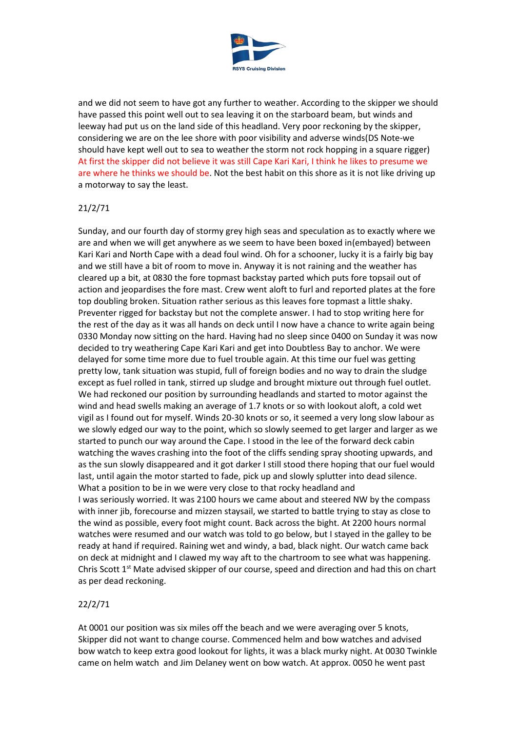and we did not seem to have got any further to weather. According to the skipper we should have passed this point well out to sea leaving it on the starboard beam, but winds and leeway had put us on the land side of this headland. Very poor reckoning by the skipper, considering we are on the lee shore with poor visibility and adverse winds(DS Note-we should have kept well out to sea to weather the storm not rock hopping in a square rigger) At first the skipper did not believe it was still Cape Kari Kari, I think he likes to presume we are where he thinks we should be. Not the best habit on this shore as it is not like driving up a motorway to say the least.

21/2/71

Sunday, and our fourth day of stormy grey high seas and speculation as to exactly where we are and when we will get anywhere as we seem to have been boxed in(embayed) between Kari Kari and North Cape with a dead foul wind. Oh for a schooner, lucky it is a fairly big bay and we still have a bit of room to move in. Anyway it is not raining and the weather has cleared up a bit, at 0830 the fore topmast backstay parted which puts fore topsail out of action and jeopardises the fore mast. Crew went aloft to furl and reported plates at the fore top doubling broken. Situation rather serious as this leaves fore topmast a little shaky. Preventer rigged for backstay but not the complete answer. I had to stop writing here for the rest of the day as it was all hands on deck until I now have a chance to write again being 0330 Monday now sitting on the hard. Having had no sleep since 0400 on Sunday it was now decided to try weathering Cape Kari Kari and get into Doubtless Bay to anchor. We were delayed for some time more due to fuel trouble again. At this time our fuel was getting pretty low, tank situation was stupid, full of foreign bodies and no way to drain the sludge except as fuel rolled in tank, stirred up sludge and brought mixture out through fuel outlet. We had reckoned our position by surrounding headlands and started to motor against the wind and head swells making an average of 1.7 knots or so with lookout aloft, a cold wet vigil as I found out for myself. Winds 20-30 knots or so, it seemed a very long slow labour as we slowly edged our way to the point, which so slowly seemed to get larger and larger as we started to punch our way around the Cape. I stood in the lee of the forward deck cabin watching the waves crashing into the foot of the cliffs sending spray shooting upwards, and as the sun slowly disappeared and it got darker I still stood there hoping that our fuel would last, until again the motor started to fade, pick up and slowly splutter into dead silence. What a position to be in we were very close to that rocky headland and I was seriously worried. It was 2100 hours we came about and steered NW by the compass with inner jib, forecourse and mizzen staysail, we started to battle trying to stay as close to the wind as possible, every foot might count. Back across the bight. At 2200 hours normal watches were resumed and our watch was told to go below, but I stayed in the galley to be ready at hand if required. Raining wet and windy, a bad, black night. Our watch came back on deck at midnight and I clawed my way aft to the chartroom to see what was happening. Chris Scott 1st Mate advised skipper of our course, speed and direction and had this on chart as per dead reckoning.

22/2/71

At 0001 our position was six miles off the beach and we were averaging over 5 knots, Skipper did not want to change course. Commenced helm and bow watches and advised bow watch to keep extra good lookout for lights, it was a black murky night. At 0030 Twinkle came on helm watch and Jim Delaney went on bow watch. At approx. 0050 he went past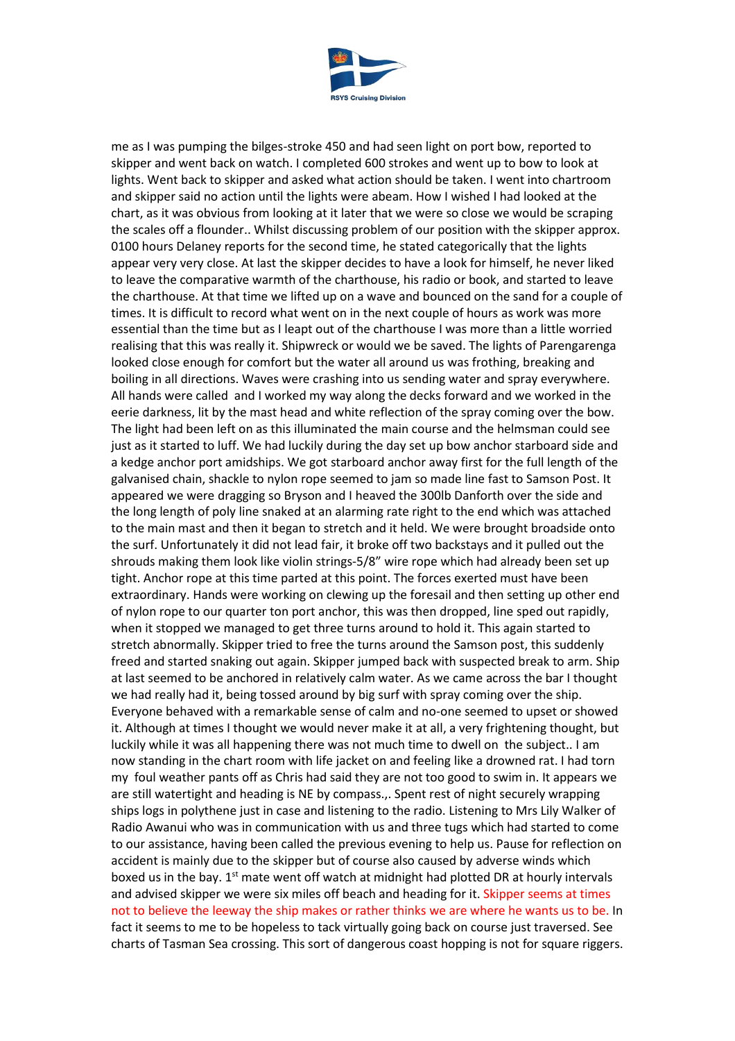me as I was pumping the bilges-stroke 450 and had seen light on port bow, reported to skipper and went back on watch. I completed 600 strokes and went up to bow to look at lights. Went back to skipper and asked what action should be taken. I went into chartroom and skipper said no action until the lights were abeam. How I wished I had looked at the chart, as it was obvious from looking at it later that we were so close we would be scraping the scales off a flounder.. Whilst discussing problem of our position with the skipper approx. 0100 hours Delaney reports for the second time, he stated categorically that the lights appear very very close. At last the skipper decides to have a look for himself, he never liked to leave the comparative warmth of the charthouse, his radio or book, and started to leave the charthouse. At that time we lifted up on a wave and bounced on the sand for a couple of times. It is difficult to record what went on in the next couple of hours as work was more essential than the time but as I leapt out of the charthouse I was more than a little worried realising that this was really it. Shipwreck or would we be saved. The lights of Parengarenga looked close enough for comfort but the water all around us was frothing, breaking and boiling in all directions. Waves were crashing into us sending water and spray everywhere. All hands were called and I worked my way along the decks forward and we worked in the eerie darkness, lit by the mast head and white reflection of the spray coming over the bow. The light had been left on as this illuminated the main course and the helmsman could see just as it started to luff. We had luckily during the day set up bow anchor starboard side and a kedge anchor port amidships. We got starboard anchor away first for the full length of the galvanised chain, shackle to nylon rope seemed to jam so made line fast to Samson Post. It appeared we were dragging so Bryson and I heaved the 300lb Danforth over the side and the long length of poly line snaked at an alarming rate right to the end which was attached to the main mast and then it began to stretch and it held. We were brought broadside onto the surf. Unfortunately it did not lead fair, it broke off two backstays and it pulled out the shrouds making them look like violin strings-5/8" wire rope which had already been set up tight. Anchor rope at this time parted at this point. The forces exerted must have been extraordinary. Hands were working on clewing up the foresail and then setting up other end of nylon rope to our quarter ton port anchor, this was then dropped, line sped out rapidly, when it stopped we managed to get three turns around to hold it. This again started to stretch abnormally. Skipper tried to free the turns around the Samson post, this suddenly freed and started snaking out again. Skipper jumped back with suspected break to arm. Ship at last seemed to be anchored in relatively calm water. As we came across the bar I thought we had really had it, being tossed around by big surf with spray coming over the ship. Everyone behaved with a remarkable sense of calm and no-one seemed to upset or showed it. Although at times I thought we would never make it at all, a very frightening thought, but luckily while it was all happening there was not much time to dwell on the subject.. I am now standing in the chart room with life jacket on and feeling like a drowned rat. I had torn my foul weather pants off as Chris had said they are not too good to swim in. It appears we are still watertight and heading is NE by compass.,. Spent rest of night securely wrapping ships logs in polythene just in case and listening to the radio. Listening to Mrs Lily Walker of Radio Awanui who was in communication with us and three tugs which had started to come to our assistance, having been called the previous evening to help us. Pause for reflection on accident is mainly due to the skipper but of course also caused by adverse winds which boxed us in the bay. 1st mate went off watch at midnight had plotted DR at hourly intervals and advised skipper we were six miles off beach and heading for it. Skipper seems at times not to believe the leeway the ship makes or rather thinks we are where he wants us to be. In fact it seems to me to be hopeless to tack virtually going back on course just traversed. See charts of Tasman Sea crossing. This sort of dangerous coast hopping is not for square riggers.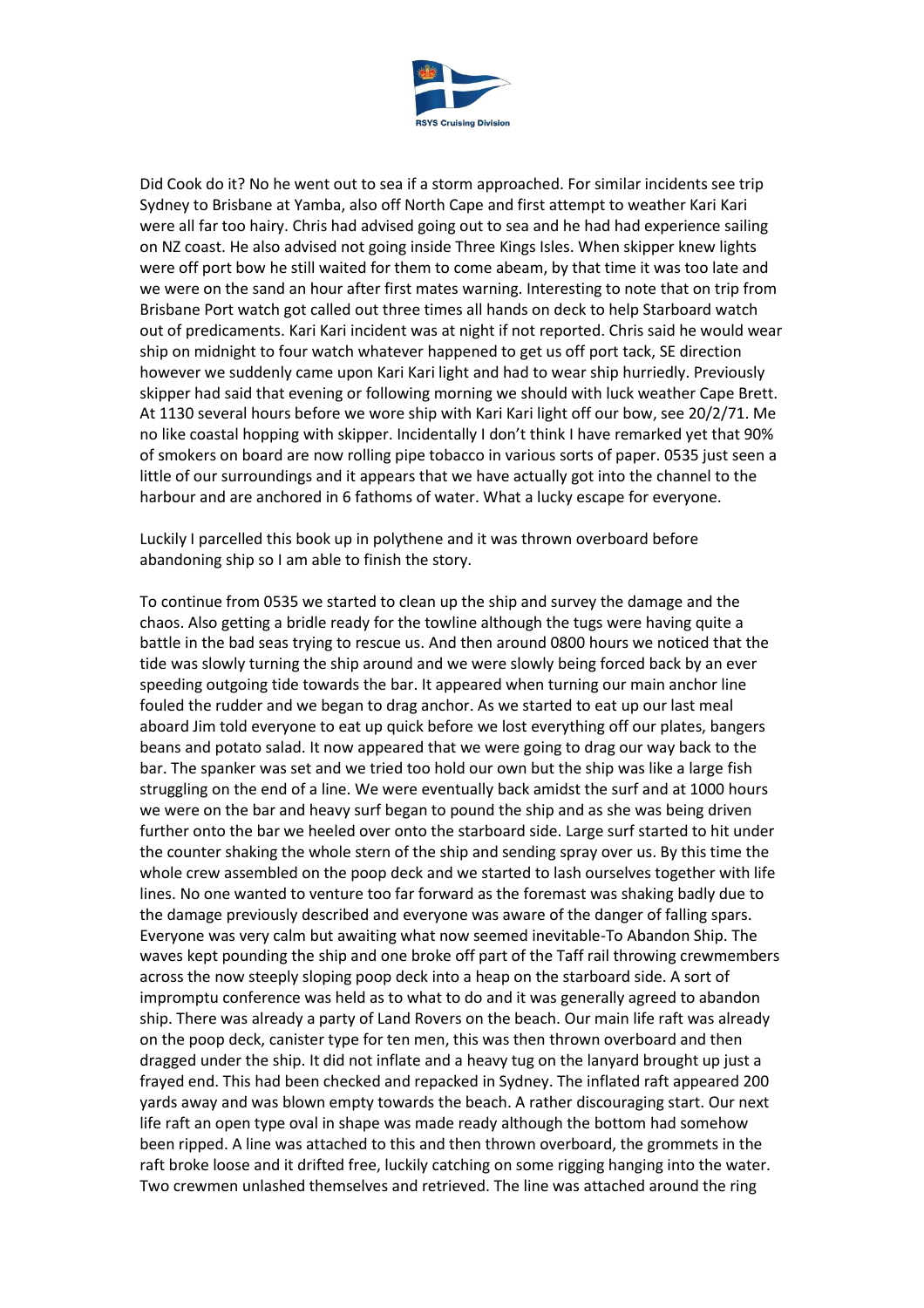Did Cook do it? No he went out to sea if a storm approached. For similar incidents see trip Sydney to Brisbane at Yamba, also off North Cape and first attempt to weather Kari Kari were all far too hairy. Chris had advised going out to sea and he had had experience sailing on NZ coast. He also advised not going inside Three Kings Isles. When skipper knew lights were off port bow he still waited for them to come abeam, by that time it was too late and we were on the sand an hour after first mates warning. Interesting to note that on trip from Brisbane Port watch got called out three times all hands on deck to help Starboard watch out of predicaments. Kari Kari incident was at night if not reported. Chris said he would wear ship on midnight to four watch whatever happened to get us off port tack, SE direction however we suddenly came upon Kari Kari light and had to wear ship hurriedly. Previously skipper had said that evening or following morning we should with luck weather Cape Brett. At 1130 several hours before we wore ship with Kari Kari light off our bow, see 20/2/71. Me no like coastal hopping with skipper. Incidentally I don't think I have remarked yet that 90% of smokers on board are now rolling pipe tobacco in various sorts of paper. 0535 just seen a little of our surroundings and it appears that we have actually got into the channel to the harbour and are anchored in 6 fathoms of water. What a lucky escape for everyone.

Luckily I parcelled this book up in polythene and it was thrown overboard before abandoning ship so I am able to finish the story.

To continue from 0535 we started to clean up the ship and survey the damage and the chaos. Also getting a bridle ready for the towline although the tugs were having quite a battle in the bad seas trying to rescue us. And then around 0800 hours we noticed that the tide was slowly turning the ship around and we were slowly being forced back by an ever speeding outgoing tide towards the bar. It appeared when turning our main anchor line fouled the rudder and we began to drag anchor. As we started to eat up our last meal aboard Jim told everyone to eat up quick before we lost everything off our plates, bangers beans and potato salad. It now appeared that we were going to drag our way back to the bar. The spanker was set and we tried too hold our own but the ship was like a large fish struggling on the end of a line. We were eventually back amidst the surf and at 1000 hours we were on the bar and heavy surf began to pound the ship and as she was being driven further onto the bar we heeled over onto the starboard side. Large surf started to hit under the counter shaking the whole stern of the ship and sending spray over us. By this time the whole crew assembled on the poop deck and we started to lash ourselves together with life lines. No one wanted to venture too far forward as the foremast was shaking badly due to the damage previously described and everyone was aware of the danger of falling spars. Everyone was very calm but awaiting what now seemed inevitable-To Abandon Ship. The waves kept pounding the ship and one broke off part of the Taff rail throwing crewmembers across the now steeply sloping poop deck into a heap on the starboard side. A sort of impromptu conference was held as to what to do and it was generally agreed to abandon ship. There was already a party of Land Rovers on the beach. Our main life raft was already on the poop deck, canister type for ten men, this was then thrown overboard and then dragged under the ship. It did not inflate and a heavy tug on the lanyard brought up just a frayed end. This had been checked and repacked in Sydney. The inflated raft appeared 200 yards away and was blown empty towards the beach. A rather discouraging start. Our next life raft an open type oval in shape was made ready although the bottom had somehow been ripped. A line was attached to this and then thrown overboard, the grommets in the raft broke loose and it drifted free, luckily catching on some rigging hanging into the water. Two crewmen unlashed themselves and retrieved. The line was attached around the ring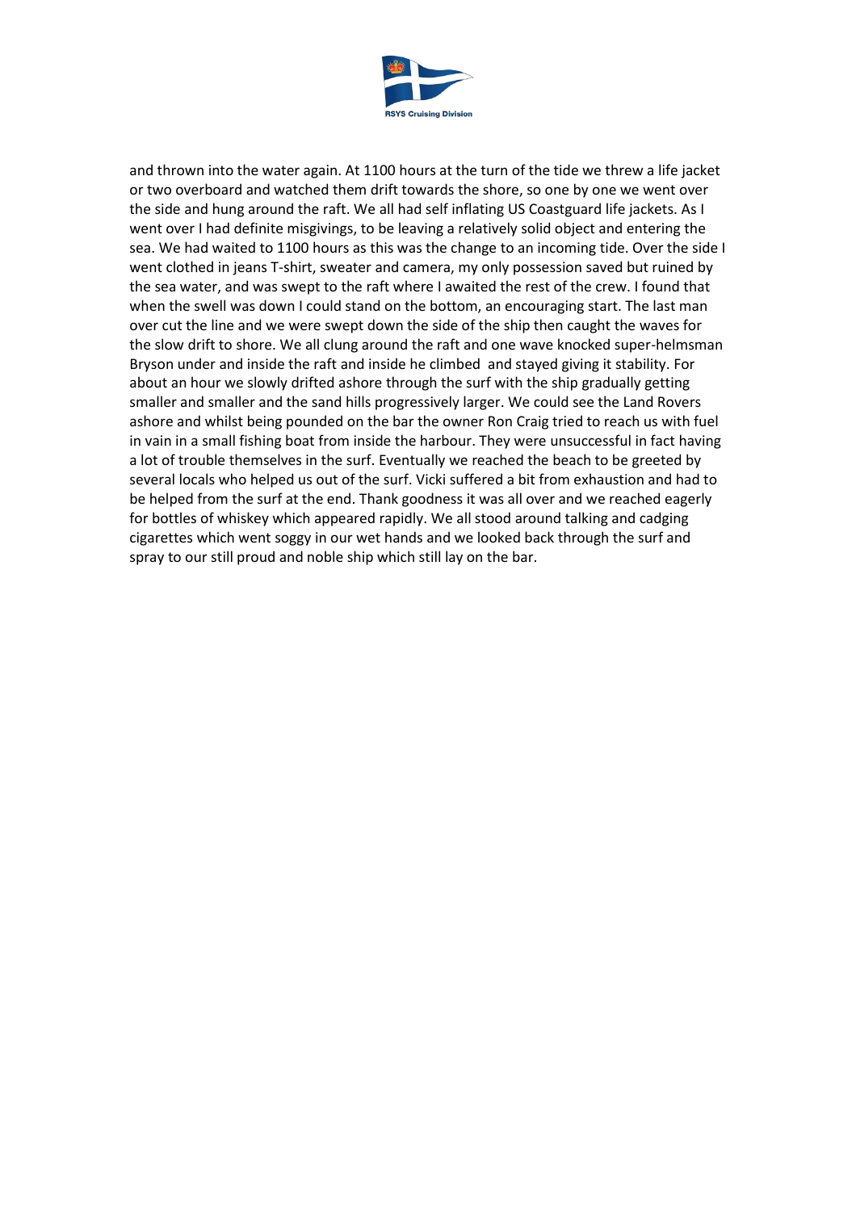and thrown into the water again. At 1100 hours at the turn of the tide we threw a life jacket or two overboard and watched them drift towards the shore, so one by one we went over the side and hung around the raft. We all had self inflating US Coastguard life jackets. As I went over I had definite misgivings, to be leaving a relatively solid object and entering the sea. We had waited to 1100 hours as this was the change to an incoming tide. Over the side I went clothed in jeans T-shirt, sweater and camera, my only possession saved but ruined by the sea water, and was swept to the raft where I awaited the rest of the crew. I found that when the swell was down I could stand on the bottom, an encouraging start. The last man over cut the line and we were swept down the side of the ship then caught the waves for the slow drift to shore. We all clung around the raft and one wave knocked super-helmsman Bryson under and inside the raft and inside he climbed  and stayed giving it stability. For about an hour we slowly drifted ashore through the surf with the ship gradually getting smaller and smaller and the sand hills progressively larger. We could see the Land Rovers ashore and whilst being pounded on the bar the owner Ron Craig tried to reach us with fuel in vain in a small fishing boat from inside the harbour. They were unsuccessful in fact having a lot of trouble themselves in the surf. Eventually we reached the beach to be greeted by several locals who helped us out of the surf. Vicki suffered a bit from exhaustion and had to be helped from the surf at the end. Thank goodness it was all over and we reached eagerly for bottles of whiskey which appeared rapidly. We all stood around talking and cadging cigarettes which went soggy in our wet hands and we looked back through the surf and spray to our still proud and noble ship which still lay on the bar.